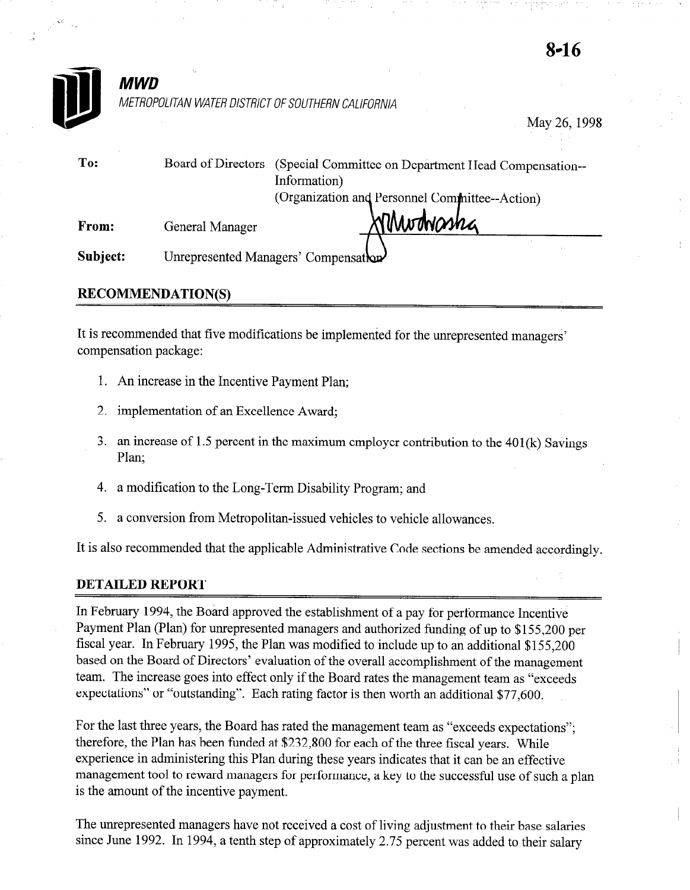8-16

**MWD**

*METROPOLITAN WATER DISTRICT OF SOUTHERN CALIFORNIA*

May 26, 1998

| | | |
|---|---|---|
| **To:** | Board of Directors | (Special Committee on Department Head Compensation--Information)<br>(Organization and Personnel Committee--Action) |
| **From:** | General Manager | |
| **Subject:** | Unrepresented Managers' Compensation | |

## RECOMMENDATION(S)

It is recommended that five modifications be implemented for the unrepresented managers' compensation package:

1. An increase in the Incentive Payment Plan;
2. implementation of an Excellence Award;
3. an increase of 1.5 percent in the maximum employer contribution to the 401(k) Savings Plan;
4. a modification to the Long-Term Disability Program; and
5. a conversion from Metropolitan-issued vehicles to vehicle allowances.

It is also recommended that the applicable Administrative Code sections be amended accordingly.

## DETAILED REPORT

In February 1994, the Board approved the establishment of a pay for performance Incentive Payment Plan (Plan) for unrepresented managers and authorized funding of up to $155,200 per fiscal year. In February 1995, the Plan was modified to include up to an additional $155,200 based on the Board of Directors' evaluation of the overall accomplishment of the management team. The increase goes into effect only if the Board rates the management team as "exceeds expectations" or "outstanding". Each rating factor is then worth an additional $77,600.

For the last three years, the Board has rated the management team as "exceeds expectations"; therefore, the Plan has been funded at $232,800 for each of the three fiscal years. While experience in administering this Plan during these years indicates that it can be an effective management tool to reward managers for performance, a key to the successful use of such a plan is the amount of the incentive payment.

The unrepresented managers have not received a cost of living adjustment to their base salaries since June 1992. In 1994, a tenth step of approximately 2.75 percent was added to their salary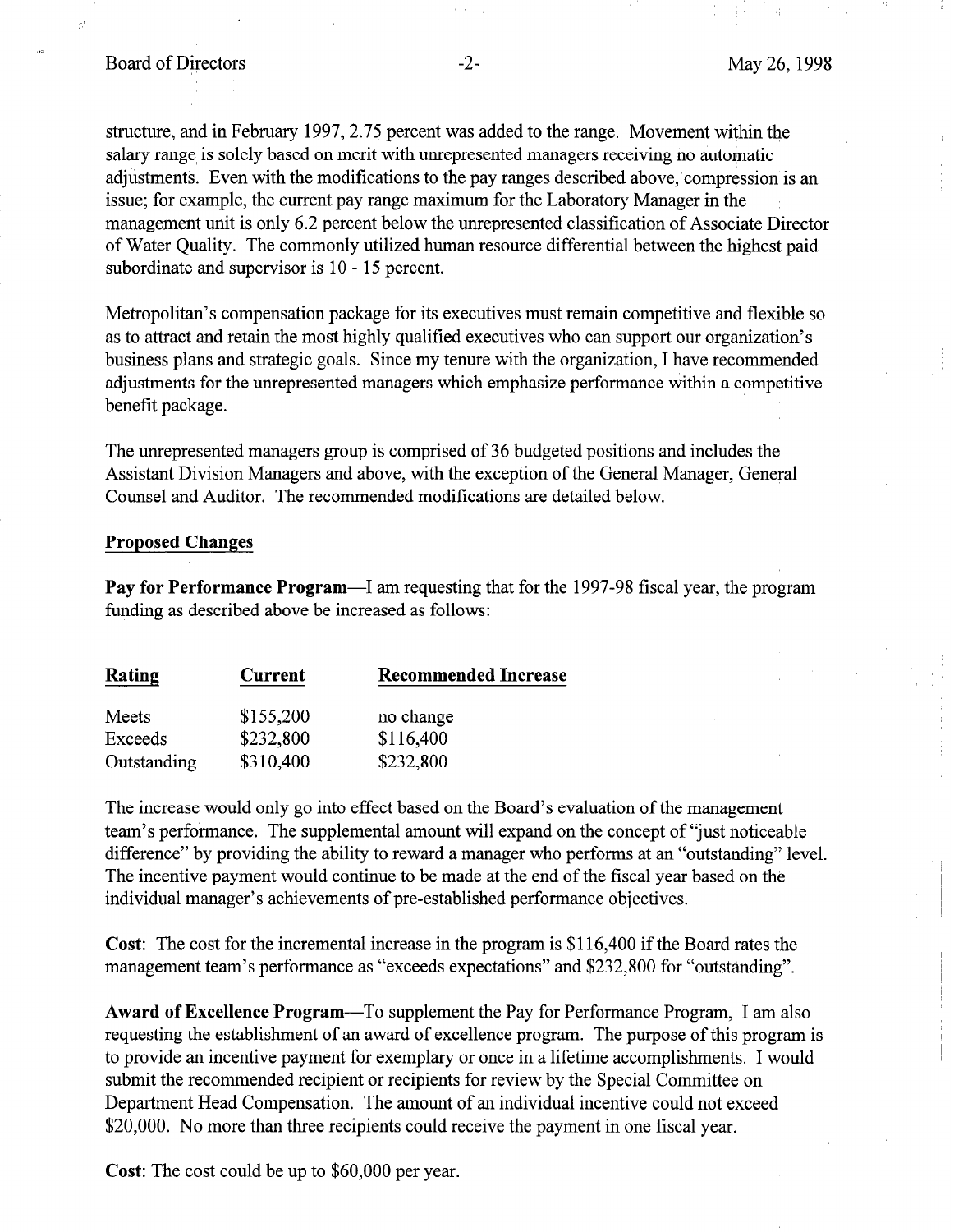structure, and in February 1997, 2.75 percent was added to the range. Movement within the salary range is solely based on merit with unrepresented managers receiving no automatic adjustments. Even with the modifications to the pay ranges described above, compression is an issue; for example, the current pay range maximum for the Laboratory Manager in the management unit is only 6.2 percent below the unrepresented classification of Associate Director of Water Quality. The commonly utilized human resource differential between the highest paid subordinate and supervisor is 10 - 15 percent.

Metropolitan's compensation package for its executives must remain competitive and flexible so as to attract and retain the most highly qualified executives who can support our organization's business plans and strategic goals. Since my tenure with the organization, I have recommended adjustments for the unrepresented managers which emphasize performance within a competitive benefit package.

The unrepresented managers group is comprised of 36 budgeted positions and includes the Assistant Division Managers and above, with the exception of the General Manager, General Counsel and Auditor. The recommended modifications are detailed below.

**Proposed Changes**

**Pay for Performance Program**—I am requesting that for the 1997-98 fiscal year, the program funding as described above be increased as follows:

| Rating | Current | Recommended Increase |
|---|---|---|
| Meets | $155,200 | no change |
| Exceeds | $232,800 | $116,400 |
| Outstanding | $310,400 | $232,800 |

The increase would only go into effect based on the Board's evaluation of the management team's performance. The supplemental amount will expand on the concept of "just noticeable difference" by providing the ability to reward a manager who performs at an "outstanding" level. The incentive payment would continue to be made at the end of the fiscal year based on the individual manager's achievements of pre-established performance objectives.

**Cost**: The cost for the incremental increase in the program is $116,400 if the Board rates the management team's performance as "exceeds expectations" and $232,800 for "outstanding".

**Award of Excellence Program**—To supplement the Pay for Performance Program, I am also requesting the establishment of an award of excellence program. The purpose of this program is to provide an incentive payment for exemplary or once in a lifetime accomplishments. I would submit the recommended recipient or recipients for review by the Special Committee on Department Head Compensation. The amount of an individual incentive could not exceed $20,000. No more than three recipients could receive the payment in one fiscal year.

**Cost**: The cost could be up to $60,000 per year.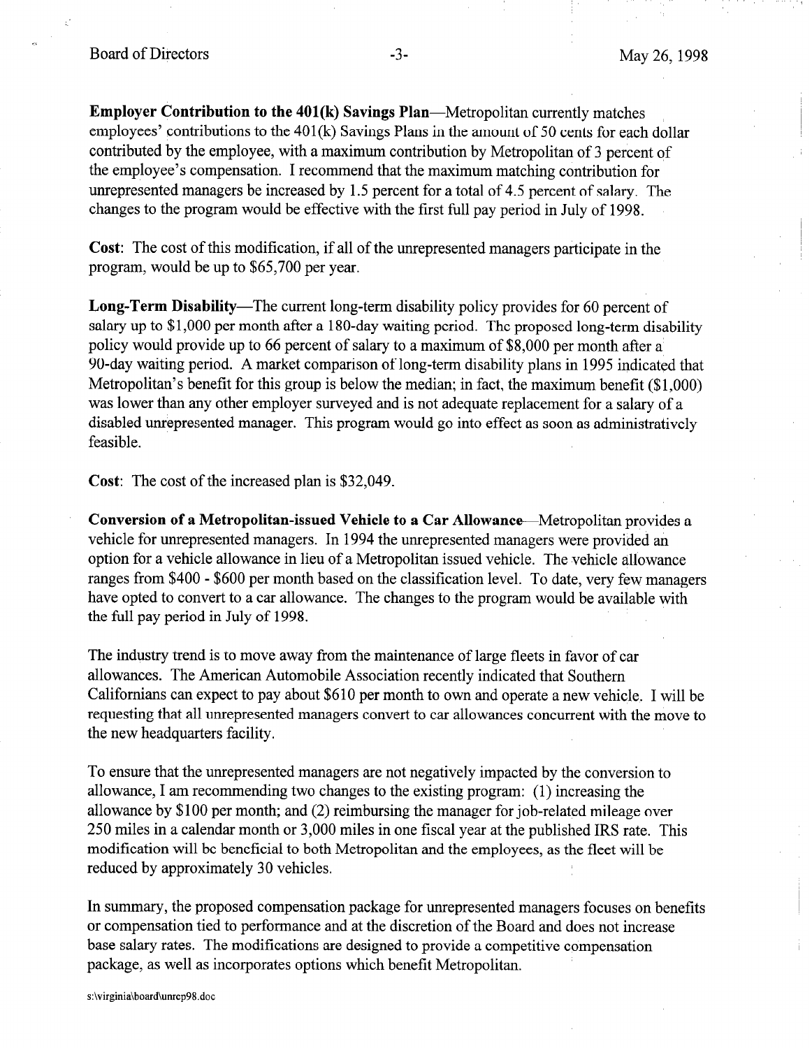**Employer Contribution to the 401(k) Savings Plan**—Metropolitan currently matches employees' contributions to the 401(k) Savings Plans in the amount of 50 cents for each dollar contributed by the employee, with a maximum contribution by Metropolitan of 3 percent of the employee's compensation. I recommend that the maximum matching contribution for unrepresented managers be increased by 1.5 percent for a total of 4.5 percent of salary. The changes to the program would be effective with the first full pay period in July of 1998.

**Cost**: The cost of this modification, if all of the unrepresented managers participate in the program, would be up to $65,700 per year.

**Long-Term Disability**—The current long-term disability policy provides for 60 percent of salary up to $1,000 per month after a 180-day waiting period. The proposed long-term disability policy would provide up to 66 percent of salary to a maximum of $8,000 per month after a 90-day waiting period. A market comparison of long-term disability plans in 1995 indicated that Metropolitan's benefit for this group is below the median; in fact, the maximum benefit ($1,000) was lower than any other employer surveyed and is not adequate replacement for a salary of a disabled unrepresented manager. This program would go into effect as soon as administratively feasible.

**Cost**: The cost of the increased plan is $32,049.

**Conversion of a Metropolitan-issued Vehicle to a Car Allowance**—Metropolitan provides a vehicle for unrepresented managers. In 1994 the unrepresented managers were provided an option for a vehicle allowance in lieu of a Metropolitan issued vehicle. The vehicle allowance ranges from $400 - $600 per month based on the classification level. To date, very few managers have opted to convert to a car allowance. The changes to the program would be available with the full pay period in July of 1998.

The industry trend is to move away from the maintenance of large fleets in favor of car allowances. The American Automobile Association recently indicated that Southern Californians can expect to pay about $610 per month to own and operate a new vehicle. I will be requesting that all unrepresented managers convert to car allowances concurrent with the move to the new headquarters facility.

To ensure that the unrepresented managers are not negatively impacted by the conversion to allowance, I am recommending two changes to the existing program: (1) increasing the allowance by $100 per month; and (2) reimbursing the manager for job-related mileage over 250 miles in a calendar month or 3,000 miles in one fiscal year at the published IRS rate. This modification will be beneficial to both Metropolitan and the employees, as the fleet will be reduced by approximately 30 vehicles.

In summary, the proposed compensation package for unrepresented managers focuses on benefits or compensation tied to performance and at the discretion of the Board and does not increase base salary rates. The modifications are designed to provide a competitive compensation package, as well as incorporates options which benefit Metropolitan.

s:\virginia\board\unrep98.doc